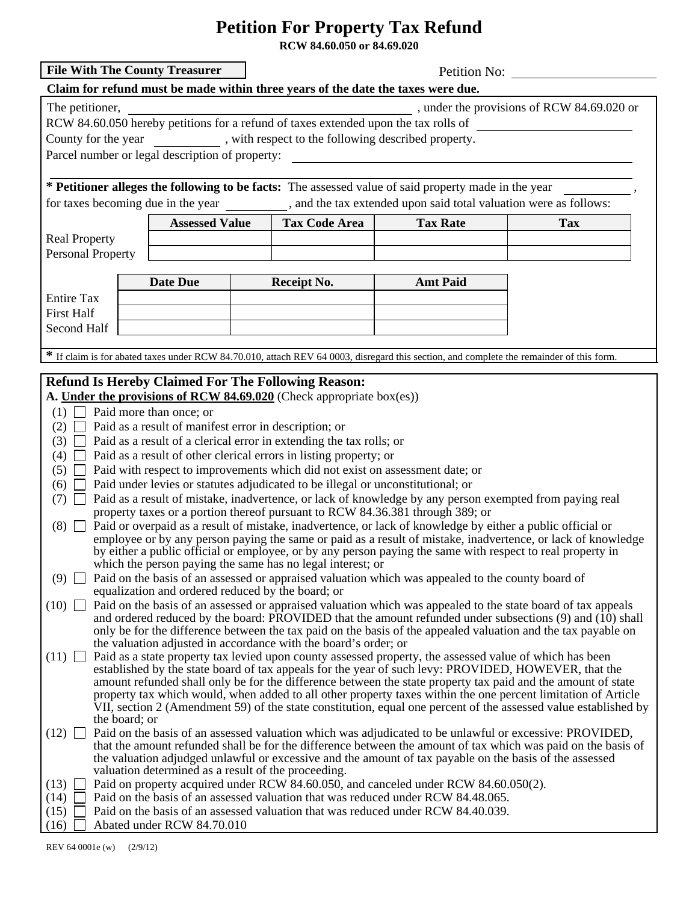# Petition For Property Tax Refund

**RCW 84.60.050 or 84.69.020**

**File With The County Treasurer**

Petition No: ____________________

**Claim for refund must be made within three years of the date the taxes were due.**

The petitioner, ________________________________________ , under the provisions of RCW 84.69.020 or RCW 84.60.050 hereby petitions for a refund of taxes extended upon the tax rolls of ____________________ County for the year __________ , with respect to the following described property.

Parcel number or legal description of property: ________________________________________

**\* Petitioner alleges the following to be facts:** The assessed value of said property made in the year __________ , for taxes becoming due in the year __________ , and the tax extended upon said total valuation were as follows:

| | Assessed Value | Tax Code Area | Tax Rate | Tax |
|---|---|---|---|---|
| Real Property | | | | |
| Personal Property | | | | |

| | Date Due | Receipt No. | Amt Paid |
|---|---|---|---|
| Entire Tax | | | |
| First Half | | | |
| Second Half | | | |

**\*** If claim is for abated taxes under RCW 84.70.010, attach REV 64 0003, disregard this section, and complete the remainder of this form.

## Refund Is Hereby Claimed For The Following Reason:

**A. Under the provisions of RCW 84.69.020** (Check appropriate box(es))

- (1) ☐ Paid more than once; or
- (2) ☐ Paid as a result of manifest error in description; or
- (3) ☐ Paid as a result of a clerical error in extending the tax rolls; or
- (4) ☐ Paid as a result of other clerical errors in listing property; or
- (5) ☐ Paid with respect to improvements which did not exist on assessment date; or
- (6) ☐ Paid under levies or statutes adjudicated to be illegal or unconstitutional; or
- (7) ☐ Paid as a result of mistake, inadvertence, or lack of knowledge by any person exempted from paying real property taxes or a portion thereof pursuant to RCW 84.36.381 through 389; or
- (8) ☐ Paid or overpaid as a result of mistake, inadvertence, or lack of knowledge by either a public official or employee or by any person paying the same or paid as a result of mistake, inadvertence, or lack of knowledge by either a public official or employee, or by any person paying the same with respect to real property in which the person paying the same has no legal interest; or
- (9) ☐ Paid on the basis of an assessed or appraised valuation which was appealed to the county board of equalization and ordered reduced by the board; or
- (10) ☐ Paid on the basis of an assessed or appraised valuation which was appealed to the state board of tax appeals and ordered reduced by the board: PROVIDED that the amount refunded under subsections (9) and (10) shall only be for the difference between the tax paid on the basis of the appealed valuation and the tax payable on the valuation adjusted in accordance with the board's order; or
- (11) ☐ Paid as a state property tax levied upon county assessed property, the assessed value of which has been established by the state board of tax appeals for the year of such levy: PROVIDED, HOWEVER, that the amount refunded shall only be for the difference between the state property tax paid and the amount of state property tax which would, when added to all other property taxes within the one percent limitation of Article VII, section 2 (Amendment 59) of the state constitution, equal one percent of the assessed value established by the board; or
- (12) ☐ Paid on the basis of an assessed valuation which was adjudicated to be unlawful or excessive: PROVIDED, that the amount refunded shall be for the difference between the amount of tax which was paid on the basis of the valuation adjudged unlawful or excessive and the amount of tax payable on the basis of the assessed valuation determined as a result of the proceeding.
- (13) ☐ Paid on property acquired under RCW 84.60.050, and canceled under RCW 84.60.050(2).
- (14) ☐ Paid on the basis of an assessed valuation that was reduced under RCW 84.48.065.
- (15) ☐ Paid on the basis of an assessed valuation that was reduced under RCW 84.40.039.
- (16) ☐ Abated under RCW 84.70.010

REV 64 0001e (w) (2/9/12)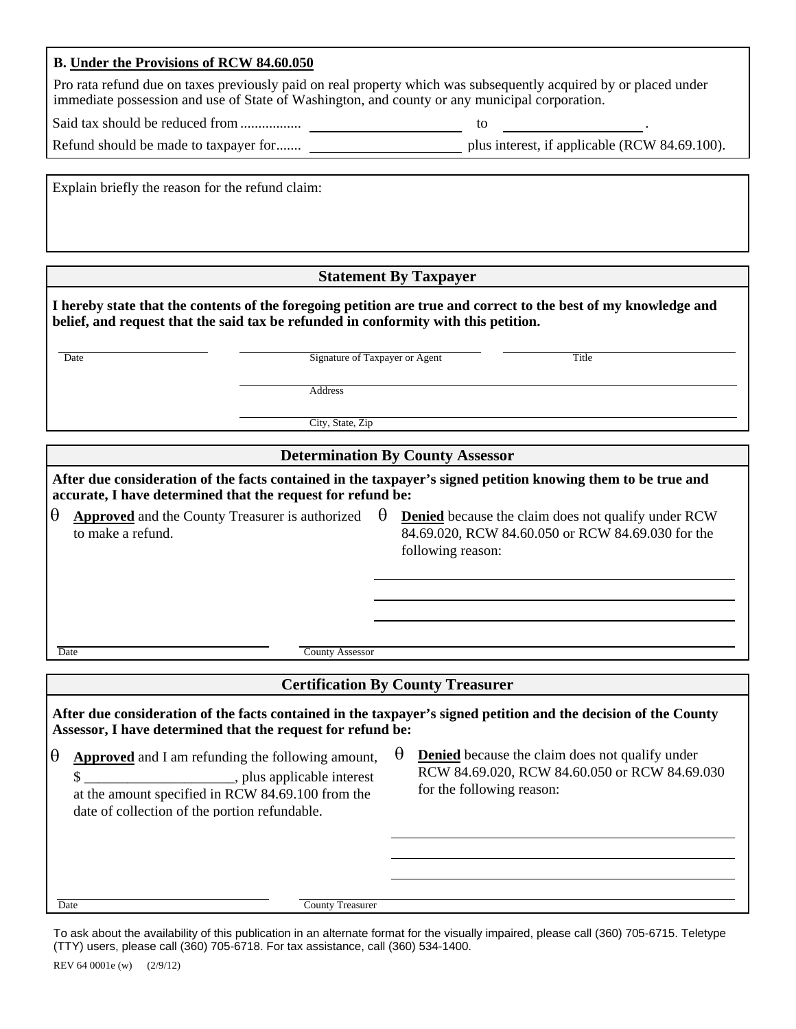**B. Under the Provisions of RCW 84.60.050**

Pro rata refund due on taxes previously paid on real property which was subsequently acquired by or placed under immediate possession and use of State of Washington, and county or any municipal corporation.

Said tax should be reduced from ................ ____________________ to ____________________ .

Refund should be made to taxpayer for....... ____________________ plus interest, if applicable (RCW 84.69.100).

Explain briefly the reason for the refund claim:

## Statement By Taxpayer

**I hereby state that the contents of the foregoing petition are true and correct to the best of my knowledge and belief, and request that the said tax be refunded in conformity with this petition.**

Date ____________________ Signature of Taxpayer or Agent ____________________ Title ____________________

Address ____________________

City, State, Zip ____________________

## Determination By County Assessor

**After due consideration of the facts contained in the taxpayer's signed petition knowing them to be true and accurate, I have determined that the request for refund be:**

θ **Approved** and the County Treasurer is authorized to make a refund.

θ **Denied** because the claim does not qualify under RCW 84.69.020, RCW 84.60.050 or RCW 84.69.030 for the following reason:

____________________

____________________

____________________

Date ____________________ County Assessor ____________________

## Certification By County Treasurer

**After due consideration of the facts contained in the taxpayer's signed petition and the decision of the County Assessor, I have determined that the request for refund be:**

θ **Approved** and I am refunding the following amount, $ _____________________, plus applicable interest at the amount specified in RCW 84.69.100 from the date of collection of the portion refundable.

θ **Denied** because the claim does not qualify under RCW 84.69.020, RCW 84.60.050 or RCW 84.69.030 for the following reason:

____________________

____________________

____________________

Date ____________________ County Treasurer ____________________

To ask about the availability of this publication in an alternate format for the visually impaired, please call (360) 705-6715. Teletype (TTY) users, please call (360) 705-6718. For tax assistance, call (360) 534-1400.

REV 64 0001e (w) (2/9/12)